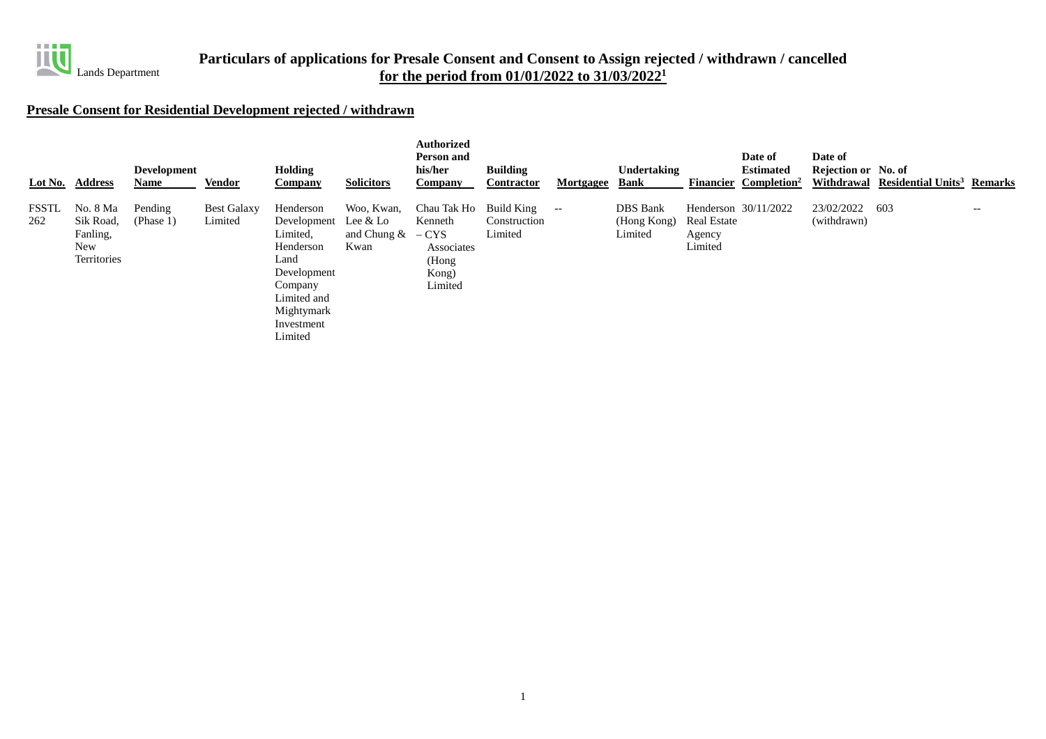Lands Department

# Particulars of applications for Presale Consent and Consent to Assign rejected / withdrawn / cancelled for the period from 01/01/2022 to 31/03/2022[1]

## Presale Consent for Residential Development rejected / withdrawn

| Lot No. | Address | Development Name | Vendor | Holding Company | Solicitors | Authorized Person and his/her Company | Building Contractor | Mortgagee | Undertaking Bank | Financier | Date of Estimated Completion[2] | Date of Rejection or Withdrawal | No. of Residential Units[3] | Remarks |
|---|---|---|---|---|---|---|---|---|---|---|---|---|---|---|
| FSSTL 262 | No. 8 Ma Sik Road, Fanling, New Territories | Pending (Phase 1) | Best Galaxy Limited | Henderson Development Limited, Henderson Land Development Company Limited and Mightymark Investment Limited | Woo, Kwan, Lee & Lo and Chung & Kwan | Chau Tak Ho Kenneth – CYS Associates (Hong Kong) Limited | Build King Construction Limited | -- | DBS Bank (Hong Kong) Limited | Henderson Real Estate Agency Limited | 30/11/2022 | 23/02/2022 (withdrawn) | 603 | -- |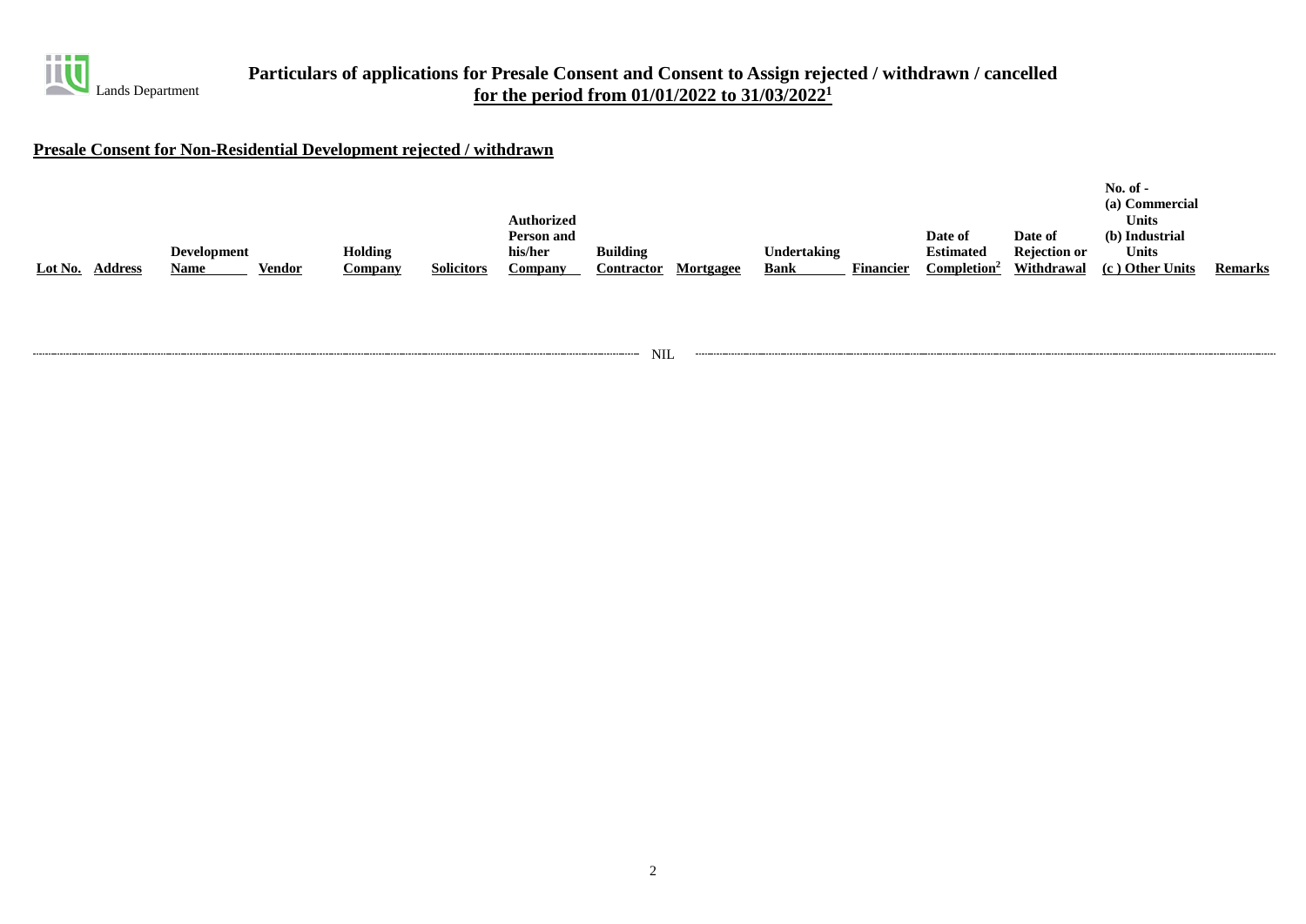Lands Department

# Particulars of applications for Presale Consent and Consent to Assign rejected / withdrawn / cancelled for the period from 01/01/2022 to 31/03/2022[1]

## Presale Consent for Non-Residential Development rejected / withdrawn

| Lot No. | Address | Development Name | Vendor | Holding Company | Solicitors | Authorized Person and his/her Company | Building Contractor | Mortgagee | Undertaking Bank | Financier | Date of Estimated Completion[2] | Date of Rejection or Withdrawal | No. of - (a) Commercial Units (b) Industrial Units (c ) Other Units | Remarks |
|---|---|---|---|---|---|---|---|---|---|---|---|---|---|---|
| NIL | | | | | | | | | | | | | | |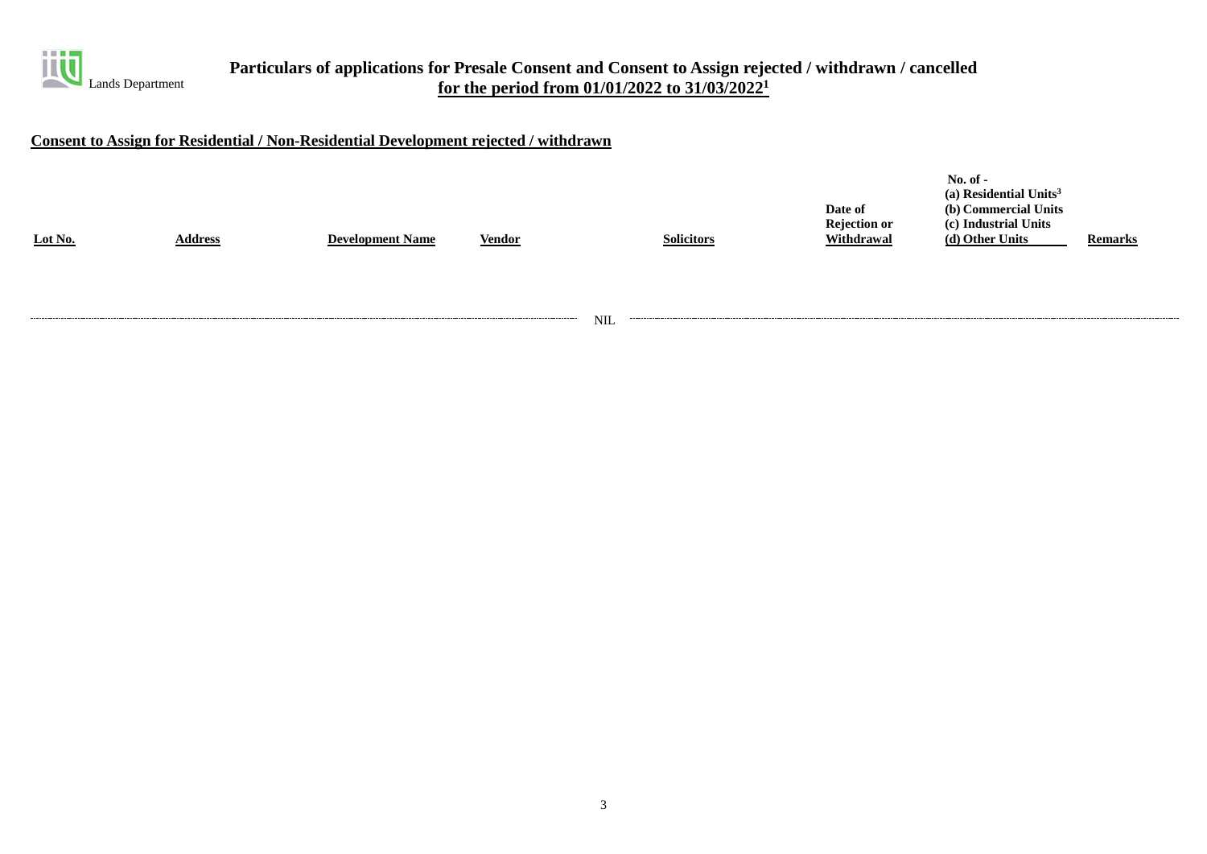# Particulars of applications for Presale Consent and Consent to Assign rejected / withdrawn / cancelled

**for the period from 01/01/2022 to 31/03/2022[1]**

## Consent to Assign for Residential / Non-Residential Development rejected / withdrawn

| Lot No. | Address | Development Name | Vendor | Solicitors | Date of Rejection or Withdrawal | No. of - (a) Residential Units[3] (b) Commercial Units (c) Industrial Units (d) Other Units | Remarks |
|---|---|---|---|---|---|---|---|
| NIL | | | | | | | |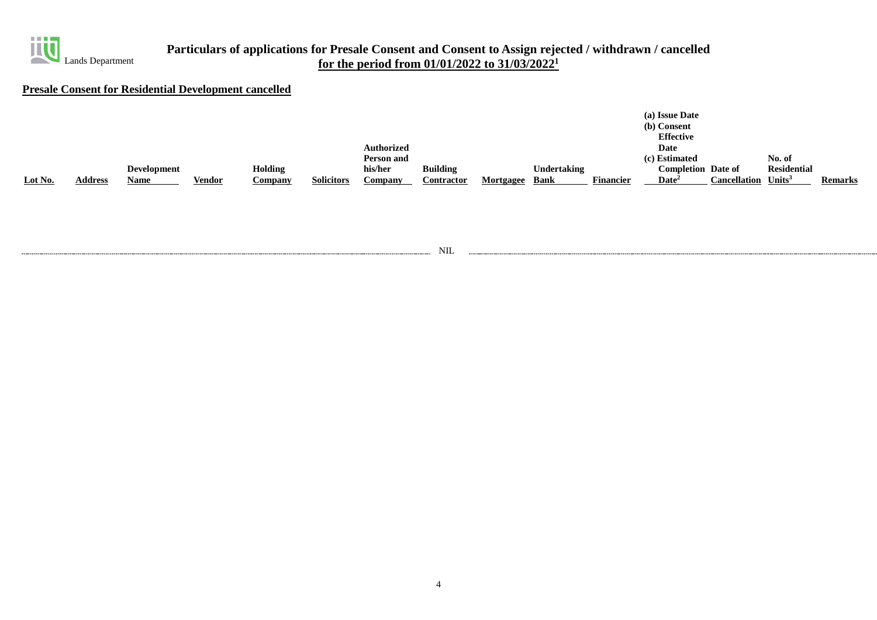Lands Department

# Particulars of applications for Presale Consent and Consent to Assign rejected / withdrawn / cancelled for the period from 01/01/2022 to 31/03/2022[1]

## Presale Consent for Residential Development cancelled

| Lot No. | Address | Development Name | Vendor | Holding Company | Solicitors | Authorized Person and his/her Company | Building Contractor | Mortgagee | Undertaking Bank | Financier | (a) Issue Date (b) Consent Effective Date (c) Estimated Completion Date[2] | Date of Cancellation | No. of Residential Units[3] | Remarks |
|---|---|---|---|---|---|---|---|---|---|---|---|---|---|---|

NIL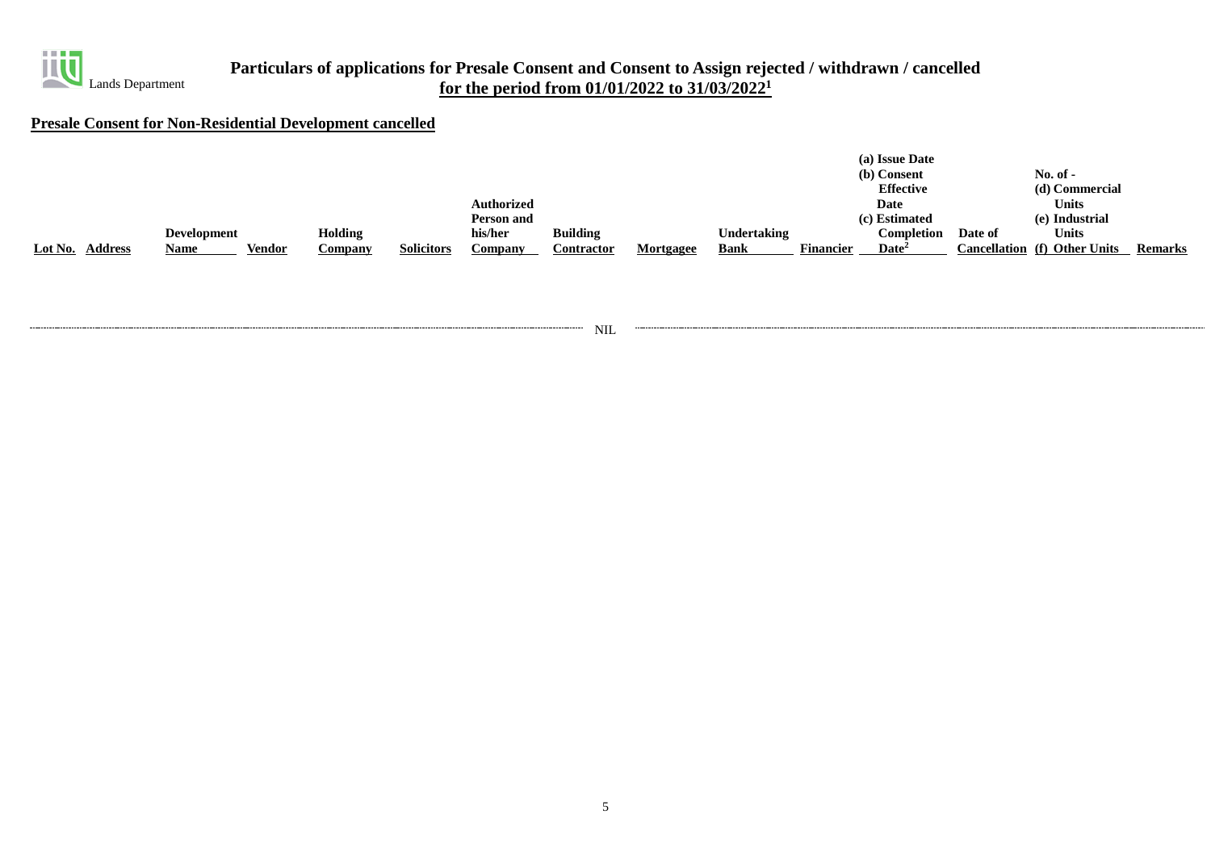Lands Department

# Particulars of applications for Presale Consent and Consent to Assign rejected / withdrawn / cancelled for the period from 01/01/2022 to 31/03/2022[1]

## Presale Consent for Non-Residential Development cancelled

| Lot No. | Address | Development Name | Vendor | Holding Company | Solicitors | Authorized Person and his/her Company | Building Contractor | Mortgagee | Undertaking Bank | Financier | (a) Issue Date (b) Consent Effective Date (c) Estimated Completion Date[2] | Date of Cancellation | No. of - (d) Commercial Units (e) Industrial Units (f) Other Units | Remarks |
|---|---|---|---|---|---|---|---|---|---|---|---|---|---|---|
| NIL | | | | | | | | | | | | | | |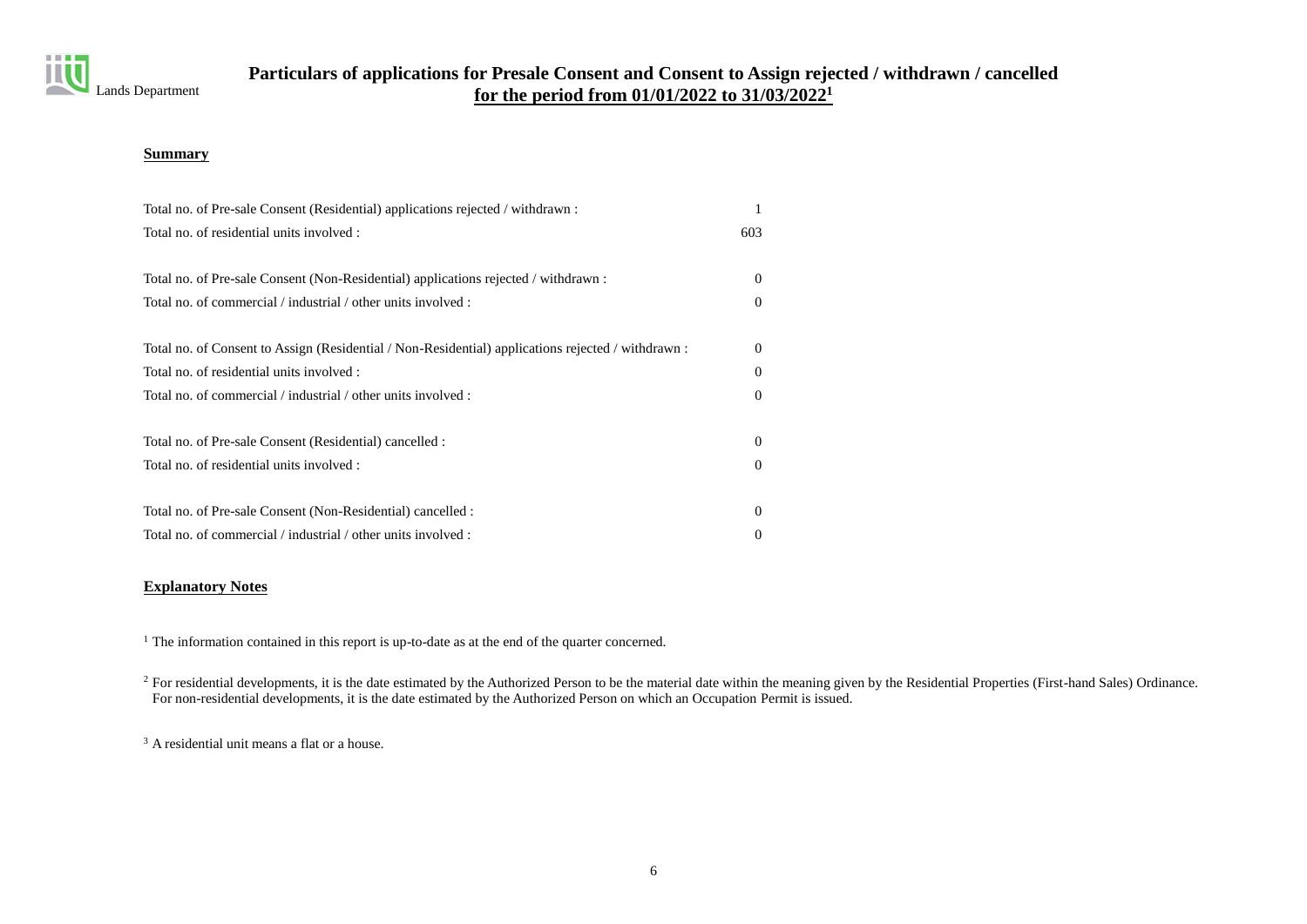Lands Department

# Particulars of applications for Presale Consent and Consent to Assign rejected / withdrawn / cancelled for the period from 01/01/2022 to 31/03/2022[1]

**Summary**

| | |
|---|---|
| Total no. of Pre-sale Consent (Residential) applications rejected / withdrawn : | 1 |
| Total no. of residential units involved : | 603 |
| | |
| Total no. of Pre-sale Consent (Non-Residential) applications rejected / withdrawn : | 0 |
| Total no. of commercial / industrial / other units involved : | 0 |
| | |
| Total no. of Consent to Assign (Residential / Non-Residential) applications rejected / withdrawn : | 0 |
| Total no. of residential units involved : | 0 |
| Total no. of commercial / industrial / other units involved : | 0 |
| | |
| Total no. of Pre-sale Consent (Residential) cancelled : | 0 |
| Total no. of residential units involved : | 0 |
| | |
| Total no. of Pre-sale Consent (Non-Residential) cancelled : | 0 |
| Total no. of commercial / industrial / other units involved : | 0 |

**Explanatory Notes**

[1] The information contained in this report is up-to-date as at the end of the quarter concerned.

[2] For residential developments, it is the date estimated by the Authorized Person to be the material date within the meaning given by the Residential Properties (First-hand Sales) Ordinance. For non-residential developments, it is the date estimated by the Authorized Person on which an Occupation Permit is issued.

[3] A residential unit means a flat or a house.